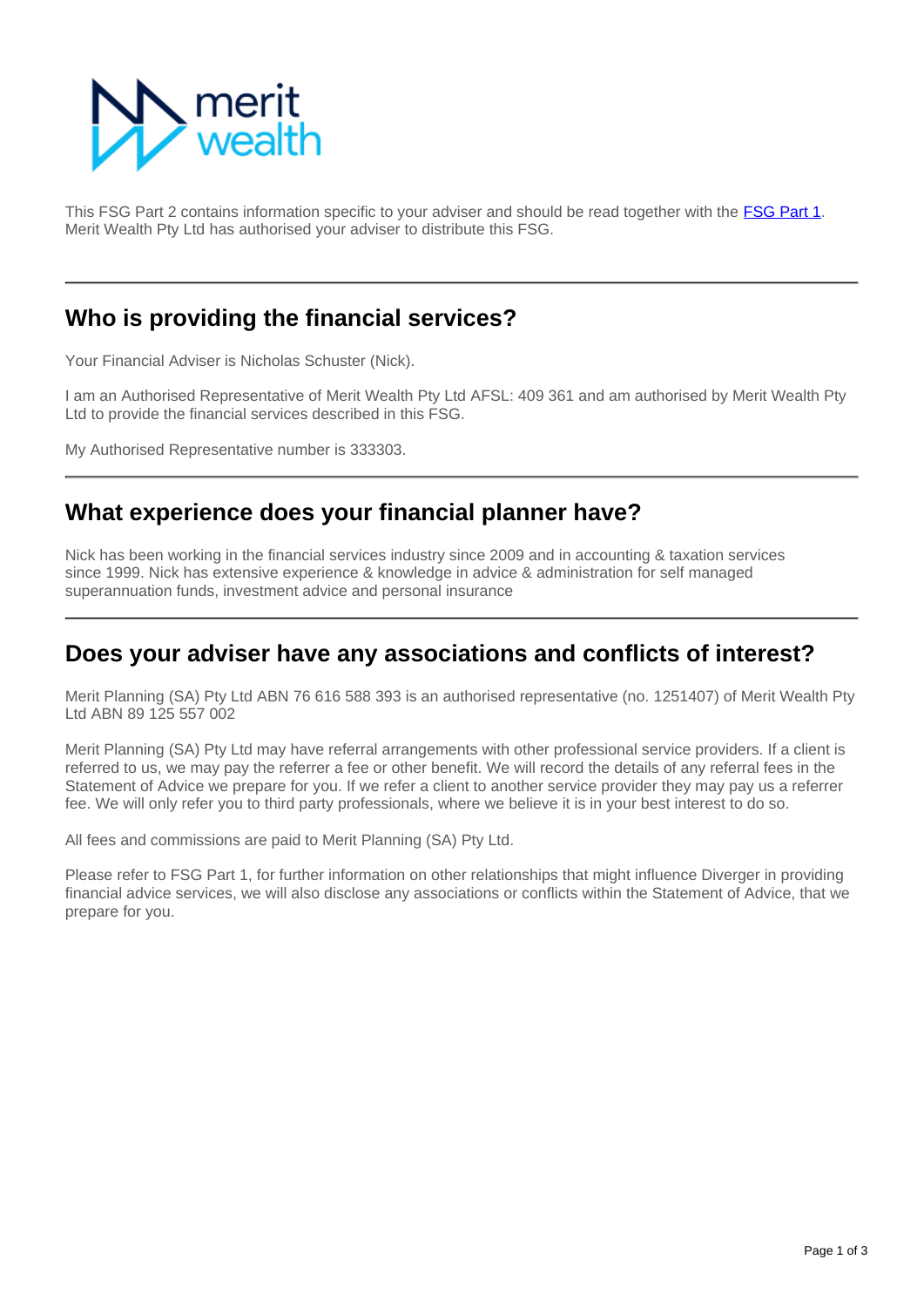This FSG Part 2 contains information specific to your adviser and should be read together with the [FSG Part 1](). Merit Wealth Pty Ltd has authorised your adviser to distribute this FSG.

## Who is providing the financial services?

Your Financial Adviser is Nicholas Schuster (Nick).

I am an Authorised Representative of Merit Wealth Pty Ltd AFSL: 409 361 and am authorised by Merit Wealth Pty Ltd to provide the financial services described in this FSG.

My Authorised Representative number is 333303.

## What experience does your financial planner have?

Nick has been working in the financial services industry since 2009 and in accounting & taxation services since 1999. Nick has extensive experience & knowledge in advice & administration for self managed superannuation funds, investment advice and personal insurance

## Does your adviser have any associations and conflicts of interest?

Merit Planning (SA) Pty Ltd ABN 76 616 588 393 is an authorised representative (no. 1251407) of Merit Wealth Pty Ltd ABN 89 125 557 002

Merit Planning (SA) Pty Ltd may have referral arrangements with other professional service providers. If a client is referred to us, we may pay the referrer a fee or other benefit. We will record the details of any referral fees in the Statement of Advice we prepare for you. If we refer a client to another service provider they may pay us a referrer fee. We will only refer you to third party professionals, where we believe it is in your best interest to do so.

All fees and commissions are paid to Merit Planning (SA) Pty Ltd.

Please refer to FSG Part 1, for further information on other relationships that might influence Diverger in providing financial advice services, we will also disclose any associations or conflicts within the Statement of Advice, that we prepare for you.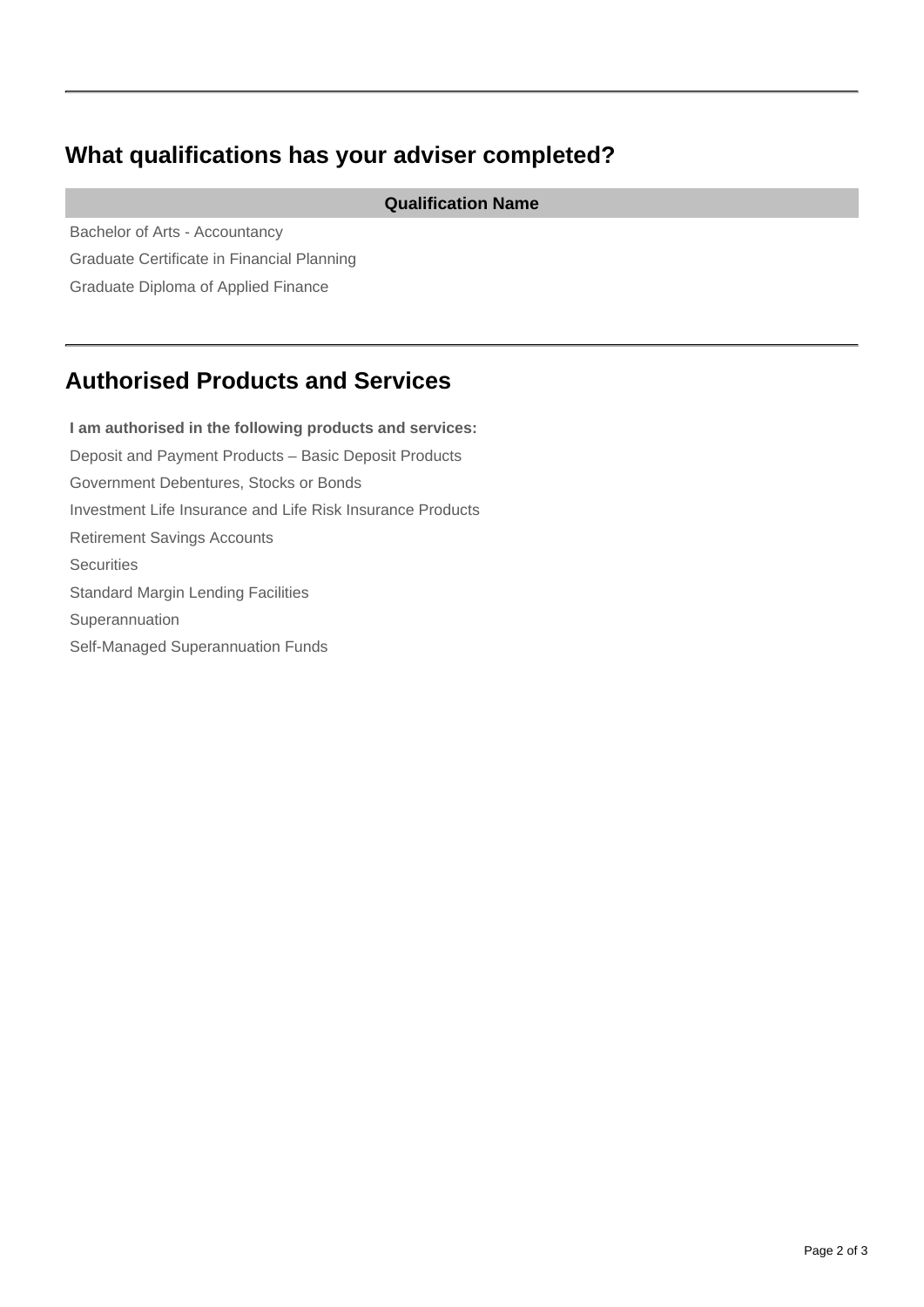## What qualifications has your adviser completed?

| Qualification Name |
| --- |
| Bachelor of Arts - Accountancy |
| Graduate Certificate in Financial Planning |
| Graduate Diploma of Applied Finance |

## Authorised Products and Services

**I am authorised in the following products and services:**

Deposit and Payment Products – Basic Deposit Products

Government Debentures, Stocks or Bonds

Investment Life Insurance and Life Risk Insurance Products

Retirement Savings Accounts

Securities

Standard Margin Lending Facilities

Superannuation

Self-Managed Superannuation Funds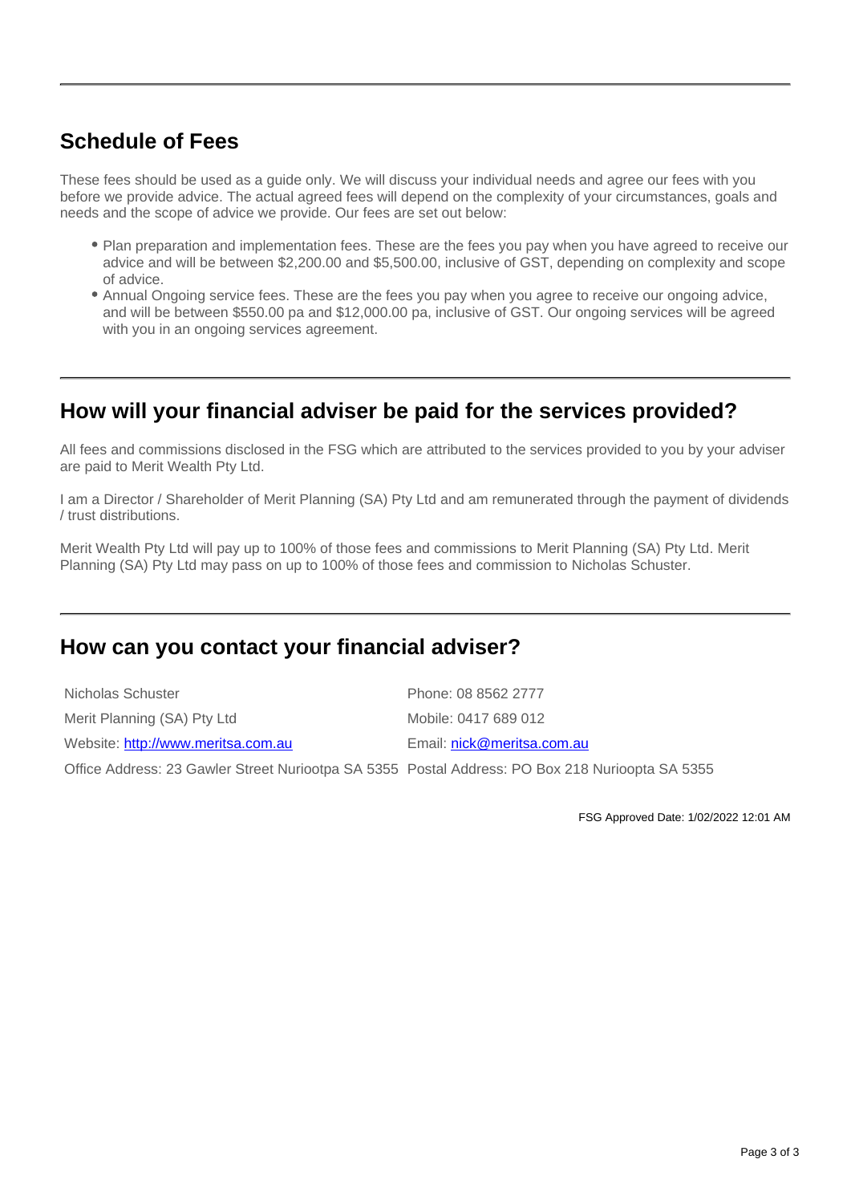## Schedule of Fees

These fees should be used as a guide only. We will discuss your individual needs and agree our fees with you before we provide advice. The actual agreed fees will depend on the complexity of your circumstances, goals and needs and the scope of advice we provide. Our fees are set out below:

- Plan preparation and implementation fees. These are the fees you pay when you have agreed to receive our advice and will be between $2,200.00 and $5,500.00, inclusive of GST, depending on complexity and scope of advice.
- Annual Ongoing service fees. These are the fees you pay when you agree to receive our ongoing advice, and will be between $550.00 pa and $12,000.00 pa, inclusive of GST. Our ongoing services will be agreed with you in an ongoing services agreement.

## How will your financial adviser be paid for the services provided?

All fees and commissions disclosed in the FSG which are attributed to the services provided to you by your adviser are paid to Merit Wealth Pty Ltd.

I am a Director / Shareholder of Merit Planning (SA) Pty Ltd and am remunerated through the payment of dividends / trust distributions.

Merit Wealth Pty Ltd will pay up to 100% of those fees and commissions to Merit Planning (SA) Pty Ltd. Merit Planning (SA) Pty Ltd may pass on up to 100% of those fees and commission to Nicholas Schuster.

## How can you contact your financial adviser?

| | |
|---|---|
| Nicholas Schuster | Phone: 08 8562 2777 |
| Merit Planning (SA) Pty Ltd | Mobile: 0417 689 012 |
| Website: http://www.meritsa.com.au | Email: nick@meritsa.com.au |
| Office Address: 23 Gawler Street Nuriootpa SA 5355 | Postal Address: PO Box 218 Nuriootpa SA 5355 |

FSG Approved Date: 1/02/2022 12:01 AM